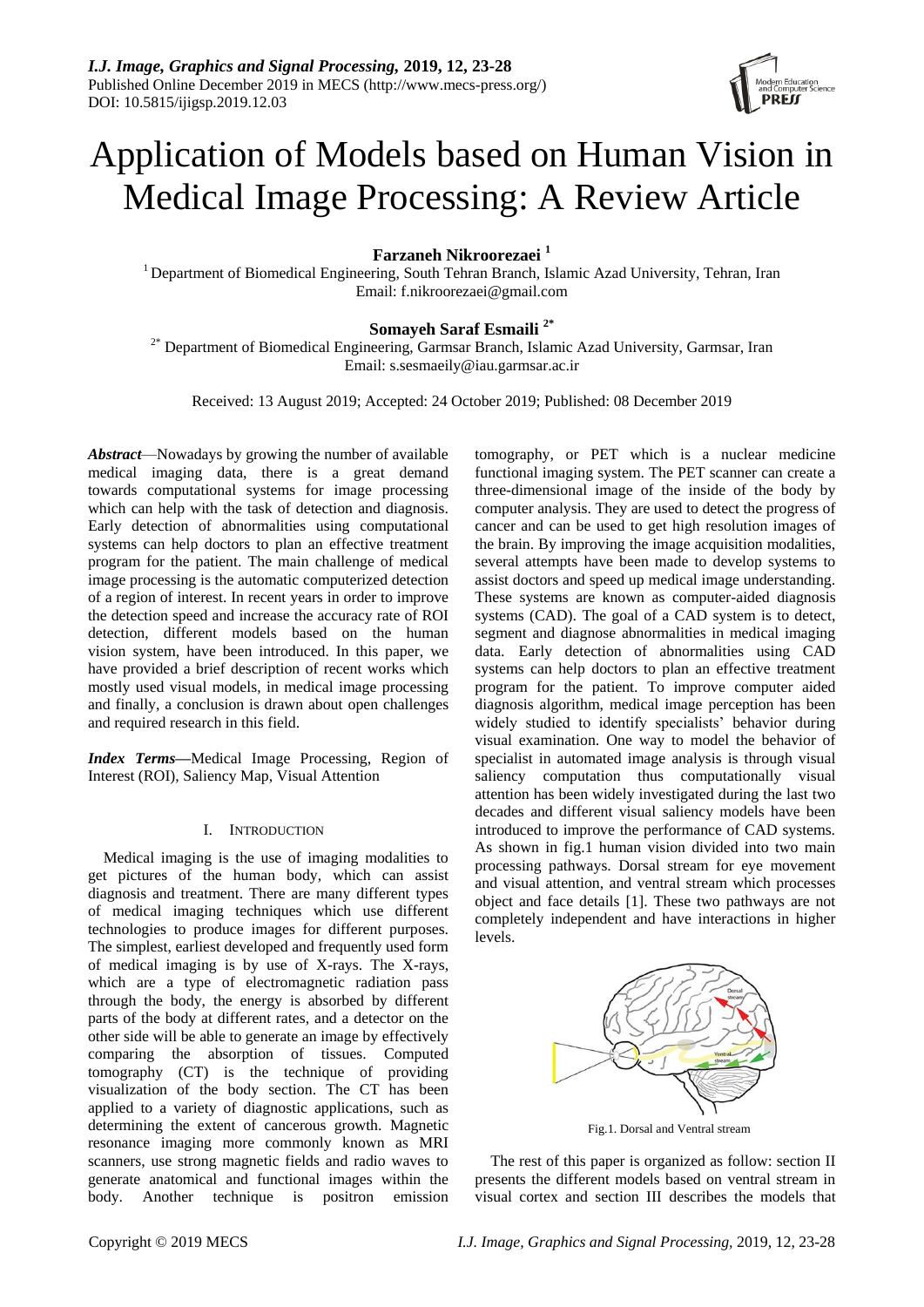# Application of Models based on Human Vision in Medical Image Processing: A Review Article

**Farzaneh Nikroorezaei** [1]

[1] Department of Biomedical Engineering, South Tehran Branch, Islamic Azad University, Tehran, Iran
Email: f.nikroorezaei@gmail.com

**Somayeh Saraf Esmaili** [2*]

[2*] Department of Biomedical Engineering, Garmsar Branch, Islamic Azad University, Garmsar, Iran
Email: s.sesmaeily@iau.garmsar.ac.ir

Received: 13 August 2019; Accepted: 24 October 2019; Published: 08 December 2019

***Abstract***—Nowadays by growing the number of available medical imaging data, there is a great demand towards computational systems for image processing which can help with the task of detection and diagnosis. Early detection of abnormalities using computational systems can help doctors to plan an effective treatment program for the patient. The main challenge of medical image processing is the automatic computerized detection of a region of interest. In recent years in order to improve the detection speed and increase the accuracy rate of ROI detection, different models based on the human vision system, have been introduced. In this paper, we have provided a brief description of recent works which mostly used visual models, in medical image processing and finally, a conclusion is drawn about open challenges and required research in this field.

***Index Terms***—Medical Image Processing, Region of Interest (ROI), Saliency Map, Visual Attention

## I. Introduction

Medical imaging is the use of imaging modalities to get pictures of the human body, which can assist diagnosis and treatment. There are many different types of medical imaging techniques which use different technologies to produce images for different purposes. The simplest, earliest developed and frequently used form of medical imaging is by use of X-rays. The X-rays, which are a type of electromagnetic radiation pass through the body, the energy is absorbed by different parts of the body at different rates, and a detector on the other side will be able to generate an image by effectively comparing the absorption of tissues. Computed tomography (CT) is the technique of providing visualization of the body section. The CT has been applied to a variety of diagnostic applications, such as determining the extent of cancerous growth. Magnetic resonance imaging more commonly known as MRI scanners, use strong magnetic fields and radio waves to generate anatomical and functional images within the body. Another technique is positron emission tomography, or PET which is a nuclear medicine functional imaging system. The PET scanner can create a three-dimensional image of the inside of the body by computer analysis. They are used to detect the progress of cancer and can be used to get high resolution images of the brain. By improving the image acquisition modalities, several attempts have been made to develop systems to assist doctors and speed up medical image understanding. These systems are known as computer-aided diagnosis systems (CAD). The goal of a CAD system is to detect, segment and diagnose abnormalities in medical imaging data. Early detection of abnormalities using CAD systems can help doctors to plan an effective treatment program for the patient. To improve computer aided diagnosis algorithm, medical image perception has been widely studied to identify specialists' behavior during visual examination. One way to model the behavior of specialist in automated image analysis is through visual saliency computation thus computationally visual attention has been widely investigated during the last two decades and different visual saliency models have been introduced to improve the performance of CAD systems. As shown in fig.1 human vision divided into two main processing pathways. Dorsal stream for eye movement and visual attention, and ventral stream which processes object and face details [1]. These two pathways are not completely independent and have interactions in higher levels.

Fig.1. Dorsal and Ventral stream

The rest of this paper is organized as follow: section II presents the different models based on ventral stream in visual cortex and section III describes the models that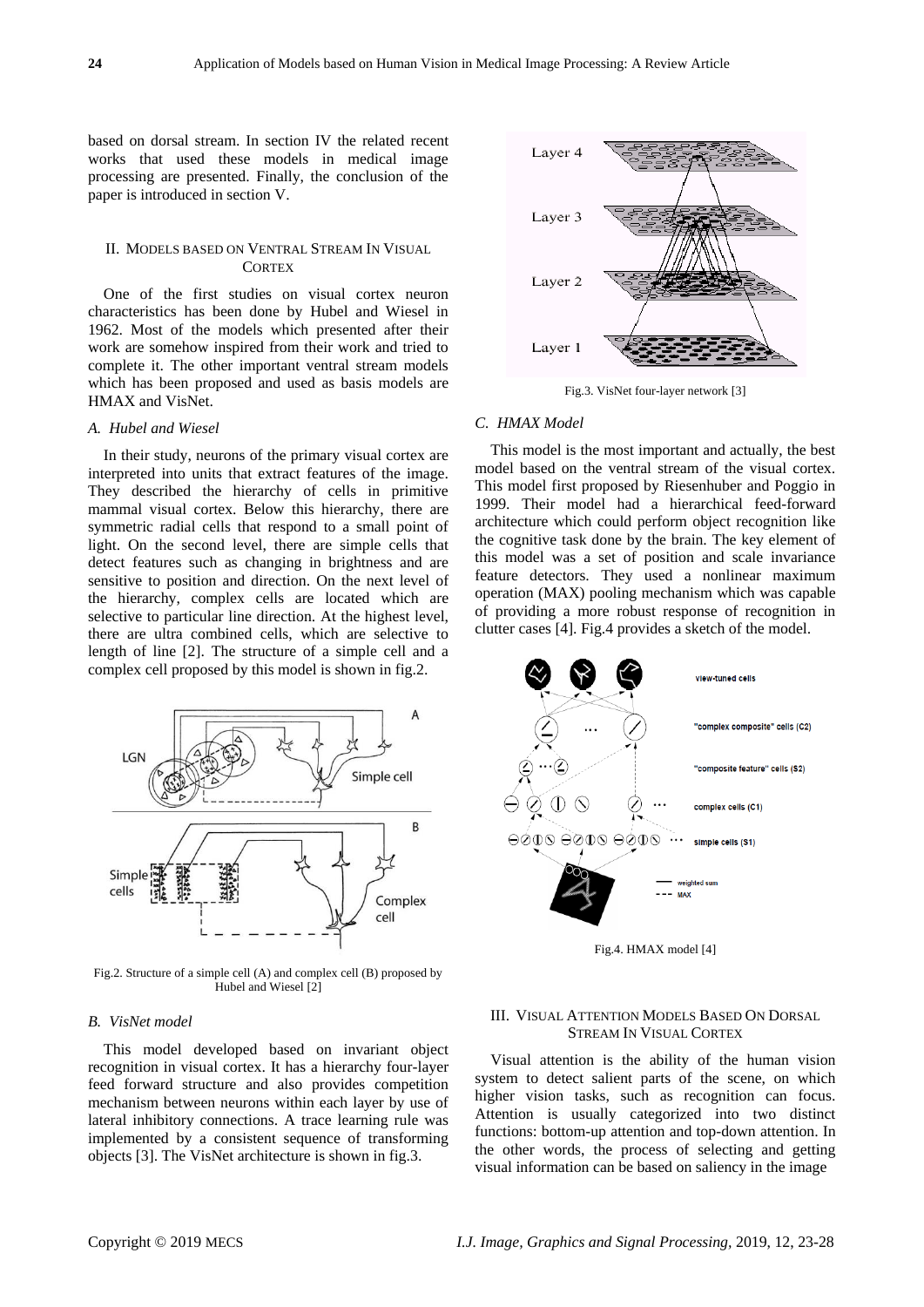based on dorsal stream. In section IV the related recent works that used these models in medical image processing are presented. Finally, the conclusion of the paper is introduced in section V.

## II. Models based on Ventral Stream In Visual Cortex

One of the first studies on visual cortex neuron characteristics has been done by Hubel and Wiesel in 1962. Most of the models which presented after their work are somehow inspired from their work and tried to complete it. The other important ventral stream models which has been proposed and used as basis models are HMAX and VisNet.

### *A. Hubel and Wiesel*

In their study, neurons of the primary visual cortex are interpreted into units that extract features of the image. They described the hierarchy of cells in primitive mammal visual cortex. Below this hierarchy, there are symmetric radial cells that respond to a small point of light. On the second level, there are simple cells that detect features such as changing in brightness and are sensitive to position and direction. On the next level of the hierarchy, complex cells are located which are selective to particular line direction. At the highest level, there are ultra combined cells, which are selective to length of line [2]. The structure of a simple cell and a complex cell proposed by this model is shown in fig.2.

Fig.2. Structure of a simple cell (A) and complex cell (B) proposed by Hubel and Wiesel [2]

### *B. VisNet model*

This model developed based on invariant object recognition in visual cortex. It has a hierarchy four-layer feed forward structure and also provides competition mechanism between neurons within each layer by use of lateral inhibitory connections. A trace learning rule was implemented by a consistent sequence of transforming objects [3]. The VisNet architecture is shown in fig.3.

Fig.3. VisNet four-layer network [3]

### *C. HMAX Model*

This model is the most important and actually, the best model based on the ventral stream of the visual cortex. This model first proposed by Riesenhuber and Poggio in 1999. Their model had a hierarchical feed-forward architecture which could perform object recognition like the cognitive task done by the brain. The key element of this model was a set of position and scale invariance feature detectors. They used a nonlinear maximum operation (MAX) pooling mechanism which was capable of providing a more robust response of recognition in clutter cases [4]. Fig.4 provides a sketch of the model.

Fig.4. HMAX model [4]

## III. Visual Attention Models Based On Dorsal Stream In Visual Cortex

Visual attention is the ability of the human vision system to detect salient parts of the scene, on which higher vision tasks, such as recognition can focus. Attention is usually categorized into two distinct functions: bottom-up attention and top-down attention. In the other words, the process of selecting and getting visual information can be based on saliency in the image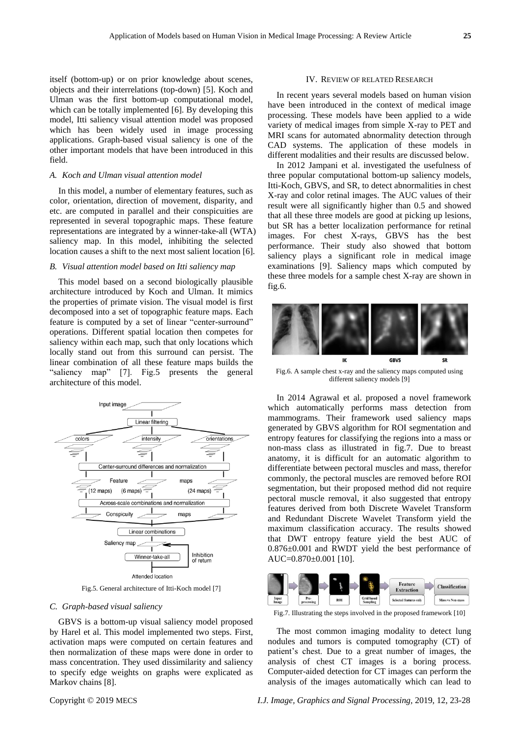itself (bottom-up) or on prior knowledge about scenes, objects and their interrelations (top-down) [5]. Koch and Ulman was the first bottom-up computational model, which can be totally implemented [6]. By developing this model, Itti saliency visual attention model was proposed which has been widely used in image processing applications. Graph-based visual saliency is one of the other important models that have been introduced in this field.

### *A. Koch and Ulman visual attention model*

In this model, a number of elementary features, such as color, orientation, direction of movement, disparity, and etc. are computed in parallel and their conspicuities are represented in several topographic maps. These feature representations are integrated by a winner-take-all (WTA) saliency map. In this model, inhibiting the selected location causes a shift to the next most salient location [6].

### *B. Visual attention model based on Itti saliency map*

This model based on a second biologically plausible architecture introduced by Koch and Ulman. It mimics the properties of primate vision. The visual model is first decomposed into a set of topographic feature maps. Each feature is computed by a set of linear "center-surround" operations. Different spatial location then competes for saliency within each map, such that only locations which locally stand out from this surround can persist. The linear combination of all these feature maps builds the "saliency map" [7]. Fig.5 presents the general architecture of this model.

Fig.5. General architecture of Itti-Koch model [7]

### *C. Graph-based visual saliency*

GBVS is a bottom-up visual saliency model proposed by Harel et al. This model implemented two steps. First, activation maps were computed on certain features and then normalization of these maps were done in order to mass concentration. They used dissimilarity and saliency to specify edge weights on graphs were explicated as Markov chains [8].

## IV. Review of Related Research

In recent years several models based on human vision have been introduced in the context of medical image processing. These models have been applied to a wide variety of medical images from simple X-ray to PET and MRI scans for automated abnormality detection through CAD systems. The application of these models in different modalities and their results are discussed below.

In 2012 Jampani et al. investigated the usefulness of three popular computational bottom-up saliency models, Itti-Koch, GBVS, and SR, to detect abnormalities in chest X-ray and color retinal images. The AUC values of their result were all significantly higher than 0.5 and showed that all these three models are good at picking up lesions, but SR has a better localization performance for retinal images. For chest X-rays, GBVS has the best performance. Their study also showed that bottom saliency plays a significant role in medical image examinations [9]. Saliency maps which computed by these three models for a sample chest X-ray are shown in fig.6.

Fig.6. A sample chest x-ray and the saliency maps computed using different saliency models [9]

In 2014 Agrawal et al. proposed a novel framework which automatically performs mass detection from mammograms. Their framework used saliency maps generated by GBVS algorithm for ROI segmentation and entropy features for classifying the regions into a mass or non-mass class as illustrated in fig.7. Due to breast anatomy, it is difficult for an automatic algorithm to differentiate between pectoral muscles and mass, therefor commonly, the pectoral muscles are removed before ROI segmentation, but their proposed method did not require pectoral muscle removal, it also suggested that entropy features derived from both Discrete Wavelet Transform and Redundant Discrete Wavelet Transform yield the maximum classification accuracy. The results showed that DWT entropy feature yield the best AUC of $0.876 \pm 0.001$ and RWDT yield the best performance of AUC=$0.870 \pm 0.001$ [10].

Fig.7. Illustrating the steps involved in the proposed framework [10]

The most common imaging modality to detect lung nodules and tumors is computed tomography (CT) of patient's chest. Due to a great number of images, the analysis of chest CT images is a boring process. Computer-aided detection for CT images can perform the analysis of the images automatically which can lead to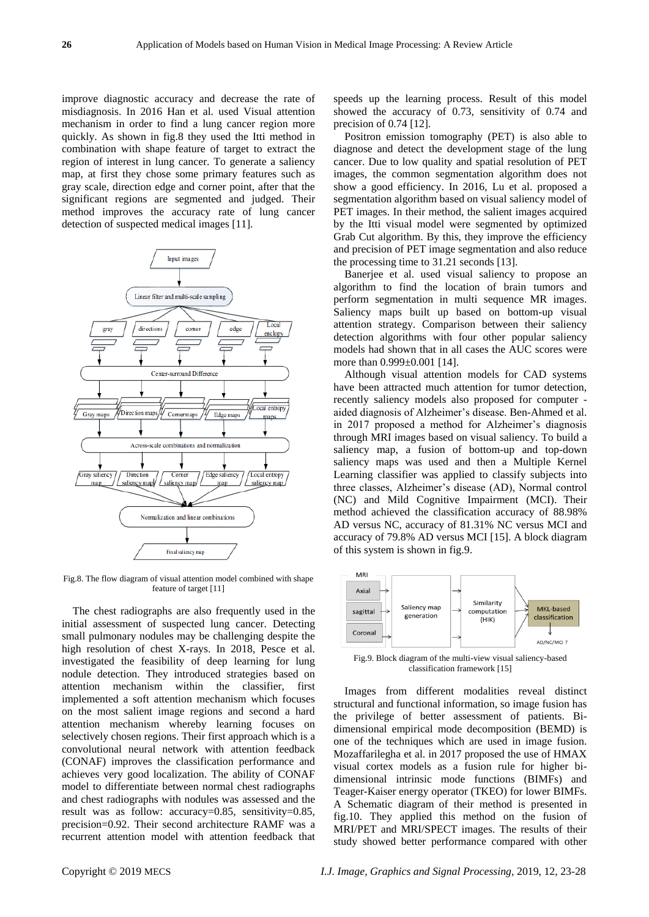improve diagnostic accuracy and decrease the rate of misdiagnosis. In 2016 Han et al. used Visual attention mechanism in order to find a lung cancer region more quickly. As shown in fig.8 they used the Itti method in combination with shape feature of target to extract the region of interest in lung cancer. To generate a saliency map, at first they chose some primary features such as gray scale, direction edge and corner point, after that the significant regions are segmented and judged. Their method improves the accuracy rate of lung cancer detection of suspected medical images [11].

Fig.8. The flow diagram of visual attention model combined with shape feature of target [11]

The chest radiographs are also frequently used in the initial assessment of suspected lung cancer. Detecting small pulmonary nodules may be challenging despite the high resolution of chest X-rays. In 2018, Pesce et al. investigated the feasibility of deep learning for lung nodule detection. They introduced strategies based on attention mechanism within the classifier, first implemented a soft attention mechanism which focuses on the most salient image regions and second a hard attention mechanism whereby learning focuses on selectively chosen regions. Their first approach which is a convolutional neural network with attention feedback (CONAF) improves the classification performance and achieves very good localization. The ability of CONAF model to differentiate between normal chest radiographs and chest radiographs with nodules was assessed and the result was as follow: accuracy=0.85, sensitivity=0.85, precision=0.92. Their second architecture RAMF was a recurrent attention model with attention feedback that speeds up the learning process. Result of this model showed the accuracy of 0.73, sensitivity of 0.74 and precision of 0.74 [12].

Positron emission tomography (PET) is also able to diagnose and detect the development stage of the lung cancer. Due to low quality and spatial resolution of PET images, the common segmentation algorithm does not show a good efficiency. In 2016, Lu et al. proposed a segmentation algorithm based on visual saliency model of PET images. In their method, the salient images acquired by the Itti visual model were segmented by optimized Grab Cut algorithm. By this, they improve the efficiency and precision of PET image segmentation and also reduce the processing time to 31.21 seconds [13].

Banerjee et al. used visual saliency to propose an algorithm to find the location of brain tumors and perform segmentation in multi sequence MR images. Saliency maps built up based on bottom-up visual attention strategy. Comparison between their saliency detection algorithms with four other popular saliency models had shown that in all cases the AUC scores were more than 0.999±0.001 [14].

Although visual attention models for CAD systems have been attracted much attention for tumor detection, recently saliency models also proposed for computer - aided diagnosis of Alzheimer's disease. Ben-Ahmed et al. in 2017 proposed a method for Alzheimer's diagnosis through MRI images based on visual saliency. To build a saliency map, a fusion of bottom-up and top-down saliency maps was used and then a Multiple Kernel Learning classifier was applied to classify subjects into three classes, Alzheimer's disease (AD), Normal control (NC) and Mild Cognitive Impairment (MCI). Their method achieved the classification accuracy of 88.98% AD versus NC, accuracy of 81.31% NC versus MCI and accuracy of 79.8% AD versus MCI [15]. A block diagram of this system is shown in fig.9.

Fig.9. Block diagram of the multi-view visual saliency-based classification framework [15]

Images from different modalities reveal distinct structural and functional information, so image fusion has the privilege of better assessment of patients. Bi-dimensional empirical mode decomposition (BEMD) is one of the techniques which are used in image fusion. Mozaffarilegha et al. in 2017 proposed the use of HMAX visual cortex models as a fusion rule for higher bi-dimensional intrinsic mode functions (BIMFs) and Teager-Kaiser energy operator (TKEO) for lower BIMFs. A Schematic diagram of their method is presented in fig.10. They applied this method on the fusion of MRI/PET and MRI/SPECT images. The results of their study showed better performance compared with other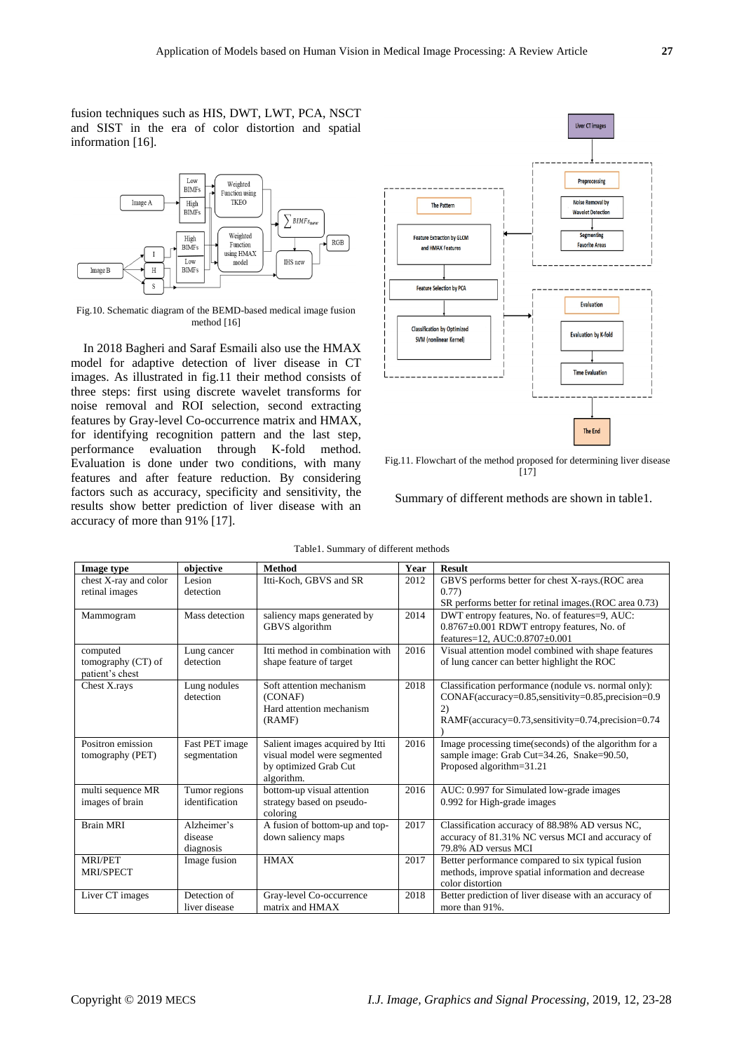fusion techniques such as HIS, DWT, LWT, PCA, NSCT and SIST in the era of color distortion and spatial information [16].

Fig.10. Schematic diagram of the BEMD-based medical image fusion method [16]

In 2018 Bagheri and Saraf Esmaili also use the HMAX model for adaptive detection of liver disease in CT images. As illustrated in fig.11 their method consists of three steps: first using discrete wavelet transforms for noise removal and ROI selection, second extracting features by Gray-level Co-occurrence matrix and HMAX, for identifying recognition pattern and the last step, performance evaluation through K-fold method. Evaluation is done under two conditions, with many features and after feature reduction. By considering factors such as accuracy, specificity and sensitivity, the results show better prediction of liver disease with an accuracy of more than 91% [17].

Fig.11. Flowchart of the method proposed for determining liver disease [17]

Summary of different methods are shown in table1.

Table1. Summary of different methods

| Image type | objective | Method | Year | Result |
|---|---|---|---|---|
| chest X-ray and color retinal images | Lesion detection | Itti-Koch, GBVS and SR | 2012 | GBVS performs better for chest X-rays.(ROC area 0.77) SR performs better for retinal images.(ROC area 0.73) |
| Mammogram | Mass detection | saliency maps generated by GBVS algorithm | 2014 | DWT entropy features, No. of features=9, AUC: 0.8767±0.001 RDWT entropy features, No. of features=12, AUC:0.8707±0.001 |
| computed tomography (CT) of patient's chest | Lung cancer detection | Itti method in combination with shape feature of target | 2016 | Visual attention model combined with shape features of lung cancer can better highlight the ROC |
| Chest X.rays | Lung nodules detection | Soft attention mechanism (CONAF) Hard attention mechanism (RAMF) | 2018 | Classification performance (nodule vs. normal only): CONAF(accuracy=0.85,sensitivity=0.85,precision=0.92) RAMF(accuracy=0.73,sensitivity=0.74,precision=0.74) |
| Positron emission tomography (PET) | Fast PET image segmentation | Salient images acquired by Itti visual model were segmented by optimized Grab Cut algorithm. | 2016 | Image processing time(seconds) of the algorithm for a sample image: Grab Cut=34.26, Snake=90.50, Proposed algorithm=31.21 |
| multi sequence MR images of brain | Tumor regions identification | bottom-up visual attention strategy based on pseudo-coloring | 2016 | AUC: 0.997 for Simulated low-grade images 0.992 for High-grade images |
| Brain MRI | Alzheimer's disease diagnosis | A fusion of bottom-up and top-down saliency maps | 2017 | Classification accuracy of 88.98% AD versus NC, accuracy of 81.31% NC versus MCI and accuracy of 79.8% AD versus MCI |
| MRI/PET MRI/SPECT | Image fusion | HMAX | 2017 | Better performance compared to six typical fusion methods, improve spatial information and decrease color distortion |
| Liver CT images | Detection of liver disease | Gray-level Co-occurrence matrix and HMAX | 2018 | Better prediction of liver disease with an accuracy of more than 91%. |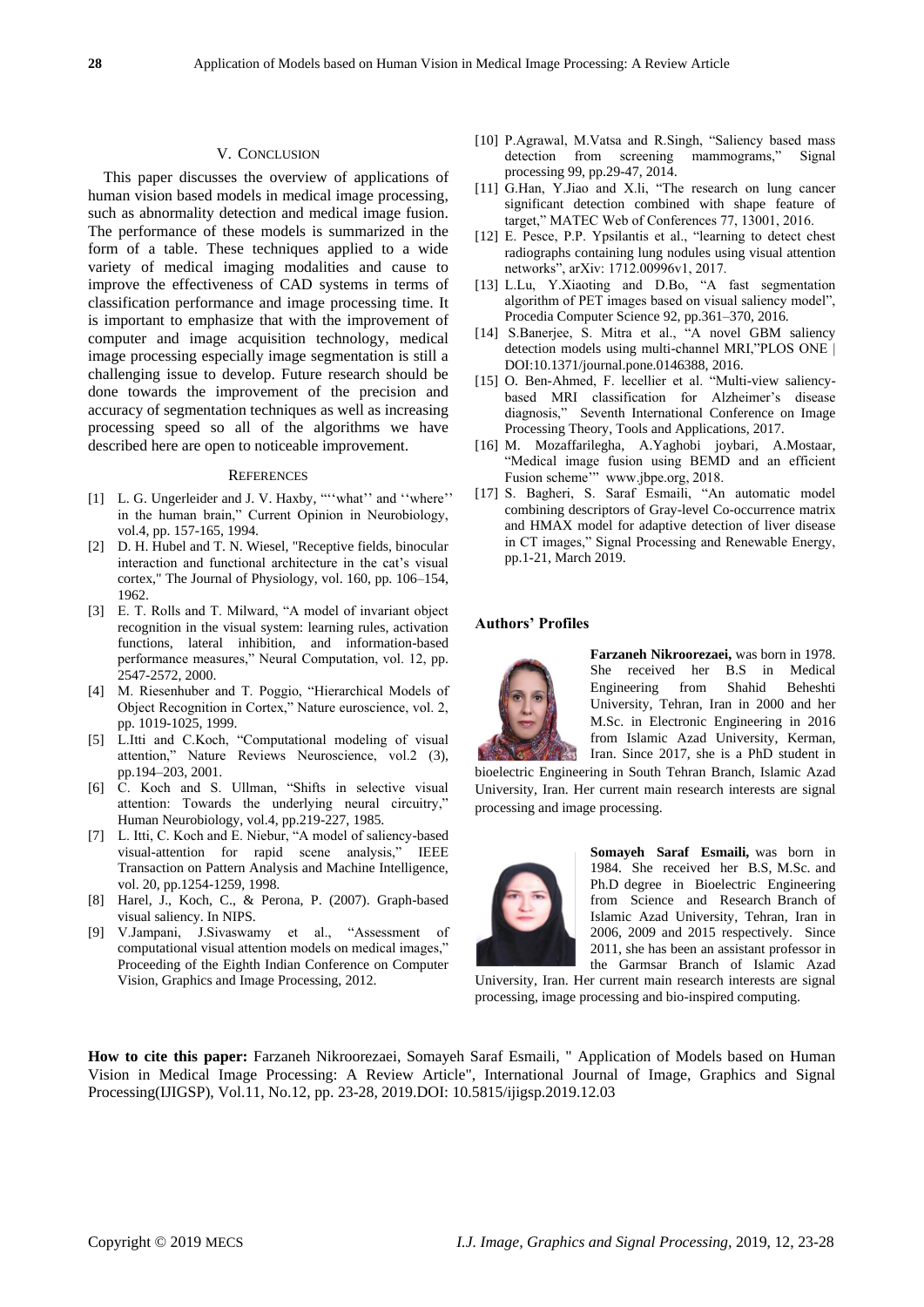## V. Conclusion

This paper discusses the overview of applications of human vision based models in medical image processing, such as abnormality detection and medical image fusion. The performance of these models is summarized in the form of a table. These techniques applied to a wide variety of medical imaging modalities and cause to improve the effectiveness of CAD systems in terms of classification performance and image processing time. It is important to emphasize that with the improvement of computer and image acquisition technology, medical image processing especially image segmentation is still a challenging issue to develop. Future research should be done towards the improvement of the precision and accuracy of segmentation techniques as well as increasing processing speed so all of the algorithms we have described here are open to noticeable improvement.

## References

[1] L. G. Ungerleider and J. V. Haxby, "''what'' and ''where'' in the human brain," Current Opinion in Neurobiology, vol.4, pp. 157-165, 1994.

[2] D. H. Hubel and T. N. Wiesel, "Receptive fields, binocular interaction and functional architecture in the cat's visual cortex," The Journal of Physiology, vol. 160, pp. 106–154, 1962.

[3] E. T. Rolls and T. Milward, "A model of invariant object recognition in the visual system: learning rules, activation functions, lateral inhibition, and information-based performance measures," Neural Computation, vol. 12, pp. 2547-2572, 2000.

[4] M. Riesenhuber and T. Poggio, "Hierarchical Models of Object Recognition in Cortex," Nature euroscience, vol. 2, pp. 1019-1025, 1999.

[5] L.Itti and C.Koch, "Computational modeling of visual attention," Nature Reviews Neuroscience, vol.2 (3), pp.194–203, 2001.

[6] C. Koch and S. Ullman, "Shifts in selective visual attention: Towards the underlying neural circuitry," Human Neurobiology, vol.4, pp.219-227, 1985.

[7] L. Itti, C. Koch and E. Niebur, "A model of saliency-based visual-attention for rapid scene analysis," IEEE Transaction on Pattern Analysis and Machine Intelligence, vol. 20, pp.1254-1259, 1998.

[8] Harel, J., Koch, C., & Perona, P. (2007). Graph-based visual saliency. In NIPS.

[9] V.Jampani, J.Sivaswamy et al., "Assessment of computational visual attention models on medical images," Proceeding of the Eighth Indian Conference on Computer Vision, Graphics and Image Processing, 2012.

[10] P.Agrawal, M.Vatsa and R.Singh, "Saliency based mass detection from screening mammograms," Signal processing 99, pp.29-47, 2014.

[11] G.Han, Y.Jiao and X.li, "The research on lung cancer significant detection combined with shape feature of target," MATEC Web of Conferences 77, 13001, 2016.

[12] E. Pesce, P.P. Ypsilantis et al., "learning to detect chest radiographs containing lung nodules using visual attention networks", arXiv: 1712.00996v1, 2017.

[13] L.Lu, Y.Xiaoting and D.Bo, "A fast segmentation algorithm of PET images based on visual saliency model", Procedia Computer Science 92, pp.361–370, 2016.

[14] S.Banerjee, S. Mitra et al., "A novel GBM saliency detection models using multi-channel MRI,"PLOS ONE | DOI:10.1371/journal.pone.0146388, 2016.

[15] O. Ben-Ahmed, F. lecellier et al. "Multi-view saliency-based MRI classification for Alzheimer's disease diagnosis," Seventh International Conference on Image Processing Theory, Tools and Applications, 2017.

[16] M. Mozaffarilegha, A.Yaghobi joybari, A.Mostaar, "Medical image fusion using BEMD and an efficient Fusion scheme'" www.jbpe.org, 2018.

[17] S. Bagheri, S. Saraf Esmaili, "An automatic model combining descriptors of Gray-level Co-occurrence matrix and HMAX model for adaptive detection of liver disease in CT images," Signal Processing and Renewable Energy, pp.1-21, March 2019.

### Authors' Profiles

**Farzaneh Nikroorezaei,** was born in 1978. She received her B.S in Medical Engineering from Shahid Beheshti University, Tehran, Iran in 2000 and her M.Sc. in Electronic Engineering in 2016 from Islamic Azad University, Kerman, Iran. Since 2017, she is a PhD student in bioelectric Engineering in South Tehran Branch, Islamic Azad University, Iran. Her current main research interests are signal processing and image processing.

**Somayeh Saraf Esmaili,** was born in 1984. She received her B.S, M.Sc. and Ph.D degree in Bioelectric Engineering from Science and Research Branch of Islamic Azad University, Tehran, Iran in 2006, 2009 and 2015 respectively. Since 2011, she has been an assistant professor in the Garmsar Branch of Islamic Azad University, Iran. Her current main research interests are signal processing, image processing and bio-inspired computing.

**How to cite this paper:** Farzaneh Nikroorezaei, Somayeh Saraf Esmaili, " Application of Models based on Human Vision in Medical Image Processing: A Review Article", International Journal of Image, Graphics and Signal Processing(IJIGSP), Vol.11, No.12, pp. 23-28, 2019.DOI: 10.5815/ijigsp.2019.12.03